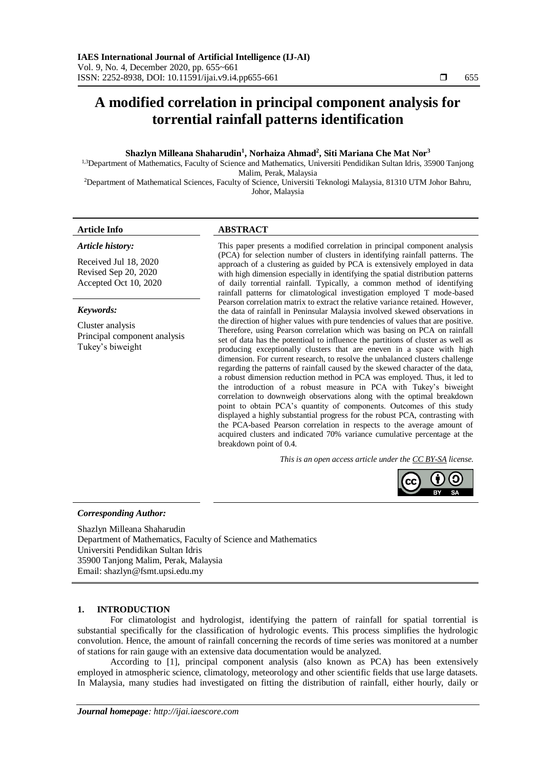# A modified correlation in principal component analysis for torrential rainfall patterns identification

**Shazlyn Milleana Shaharudin[1], Norhaiza Ahmad[2], Siti Mariana Che Mat Nor[3]**

[1,3]Department of Mathematics, Faculty of Science and Mathematics, Universiti Pendidikan Sultan Idris, 35900 Tanjong Malim, Perak, Malaysia

[2]Department of Mathematical Sciences, Faculty of Science, Universiti Teknologi Malaysia, 81310 UTM Johor Bahru, Johor, Malaysia

## Article Info

*Article history:*

Received Jul 18, 2020
Revised Sep 20, 2020
Accepted Oct 10, 2020

*Keywords:*

Cluster analysis
Principal component analysis
Tukey's biweight

## ABSTRACT

This paper presents a modified correlation in principal component analysis (PCA) for selection number of clusters in identifying rainfall patterns. The approach of a clustering as guided by PCA is extensively employed in data with high dimension especially in identifying the spatial distribution patterns of daily torrential rainfall. Typically, a common method of identifying rainfall patterns for climatological investigation employed T mode-based Pearson correlation matrix to extract the relative variance retained. However, the data of rainfall in Peninsular Malaysia involved skewed observations in the direction of higher values with pure tendencies of values that are positive. Therefore, using Pearson correlation which was basing on PCA on rainfall set of data has the potentioal to influence the partitions of cluster as well as producing exceptionally clusters that are eneven in a space with high dimension. For current research, to resolve the unbalanced clusters challenge regarding the patterns of rainfall caused by the skewed character of the data, a robust dimension reduction method in PCA was employed. Thus, it led to the introduction of a robust measure in PCA with Tukey's biweight correlation to downweigh observations along with the optimal breakdown point to obtain PCA's quantity of components. Outcomes of this study displayed a highly substantial progress for the robust PCA, contrasting with the PCA-based Pearson correlation in respects to the average amount of acquired clusters and indicated 70% variance cumulative percentage at the breakdown point of 0.4.

*This is an open access article under the CC BY-SA license.*

*Corresponding Author:*

Shazlyn Milleana Shaharudin
Department of Mathematics, Faculty of Science and Mathematics
Universiti Pendidikan Sultan Idris
35900 Tanjong Malim, Perak, Malaysia
Email: shazlyn@fsmt.upsi.edu.my

## 1. INTRODUCTION

For climatologist and hydrologist, identifying the pattern of rainfall for spatial torrential is substantial specifically for the classification of hydrologic events. This process simplifies the hydrologic convolution. Hence, the amount of rainfall concerning the records of time series was monitored at a number of stations for rain gauge with an extensive data documentation would be analyzed.

According to [1], principal component analysis (also known as PCA) has been extensively employed in atmospheric science, climatology, meteorology and other scientific fields that use large datasets. In Malaysia, many studies had investigated on fitting the distribution of rainfall, either hourly, daily or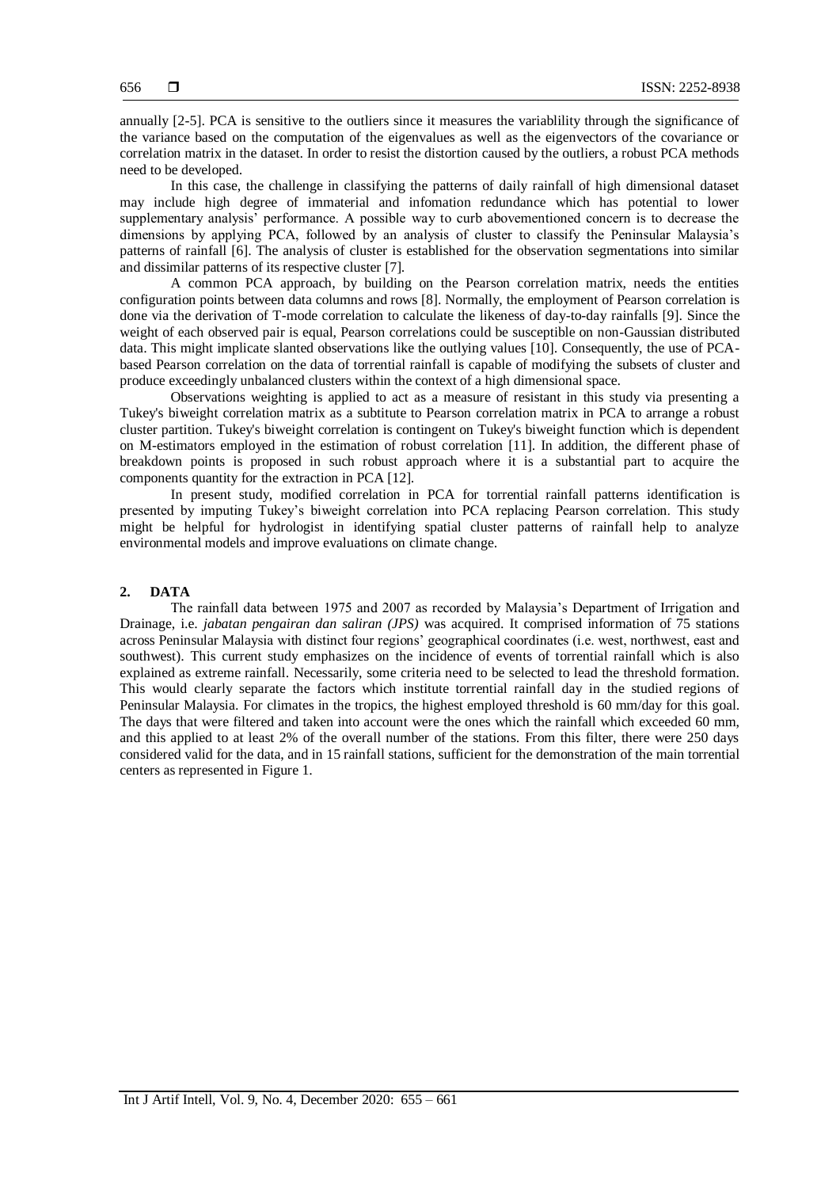annually [2-5]. PCA is sensitive to the outliers since it measures the variablility through the significance of the variance based on the computation of the eigenvalues as well as the eigenvectors of the covariance or correlation matrix in the dataset. In order to resist the distortion caused by the outliers, a robust PCA methods need to be developed.

In this case, the challenge in classifying the patterns of daily rainfall of high dimensional dataset may include high degree of immaterial and infomation redundance which has potential to lower supplementary analysis' performance. A possible way to curb abovementioned concern is to decrease the dimensions by applying PCA, followed by an analysis of cluster to classify the Peninsular Malaysia's patterns of rainfall [6]. The analysis of cluster is established for the observation segmentations into similar and dissimilar patterns of its respective cluster [7].

A common PCA approach, by building on the Pearson correlation matrix, needs the entities configuration points between data columns and rows [8]. Normally, the employment of Pearson correlation is done via the derivation of T-mode correlation to calculate the likeness of day-to-day rainfalls [9]. Since the weight of each observed pair is equal, Pearson correlations could be susceptible on non-Gaussian distributed data. This might implicate slanted observations like the outlying values [10]. Consequently, the use of PCA-based Pearson correlation on the data of torrential rainfall is capable of modifying the subsets of cluster and produce exceedingly unbalanced clusters within the context of a high dimensional space.

Observations weighting is applied to act as a measure of resistant in this study via presenting a Tukey's biweight correlation matrix as a subtitute to Pearson correlation matrix in PCA to arrange a robust cluster partition. Tukey's biweight correlation is contingent on Tukey's biweight function which is dependent on M-estimators employed in the estimation of robust correlation [11]. In addition, the different phase of breakdown points is proposed in such robust approach where it is a substantial part to acquire the components quantity for the extraction in PCA [12].

In present study, modified correlation in PCA for torrential rainfall patterns identification is presented by imputing Tukey's biweight correlation into PCA replacing Pearson correlation. This study might be helpful for hydrologist in identifying spatial cluster patterns of rainfall help to analyze environmental models and improve evaluations on climate change.

## 2. DATA

The rainfall data between 1975 and 2007 as recorded by Malaysia's Department of Irrigation and Drainage, i.e. *jabatan pengairan dan saliran (JPS)* was acquired. It comprised information of 75 stations across Peninsular Malaysia with distinct four regions' geographical coordinates (i.e. west, northwest, east and southwest). This current study emphasizes on the incidence of events of torrential rainfall which is also explained as extreme rainfall. Necessarily, some criteria need to be selected to lead the threshold formation. This would clearly separate the factors which institute torrential rainfall day in the studied regions of Peninsular Malaysia. For climates in the tropics, the highest employed threshold is 60 mm/day for this goal. The days that were filtered and taken into account were the ones which the rainfall which exceeded 60 mm, and this applied to at least 2% of the overall number of the stations. From this filter, there were 250 days considered valid for the data, and in 15 rainfall stations, sufficient for the demonstration of the main torrential centers as represented in Figure 1.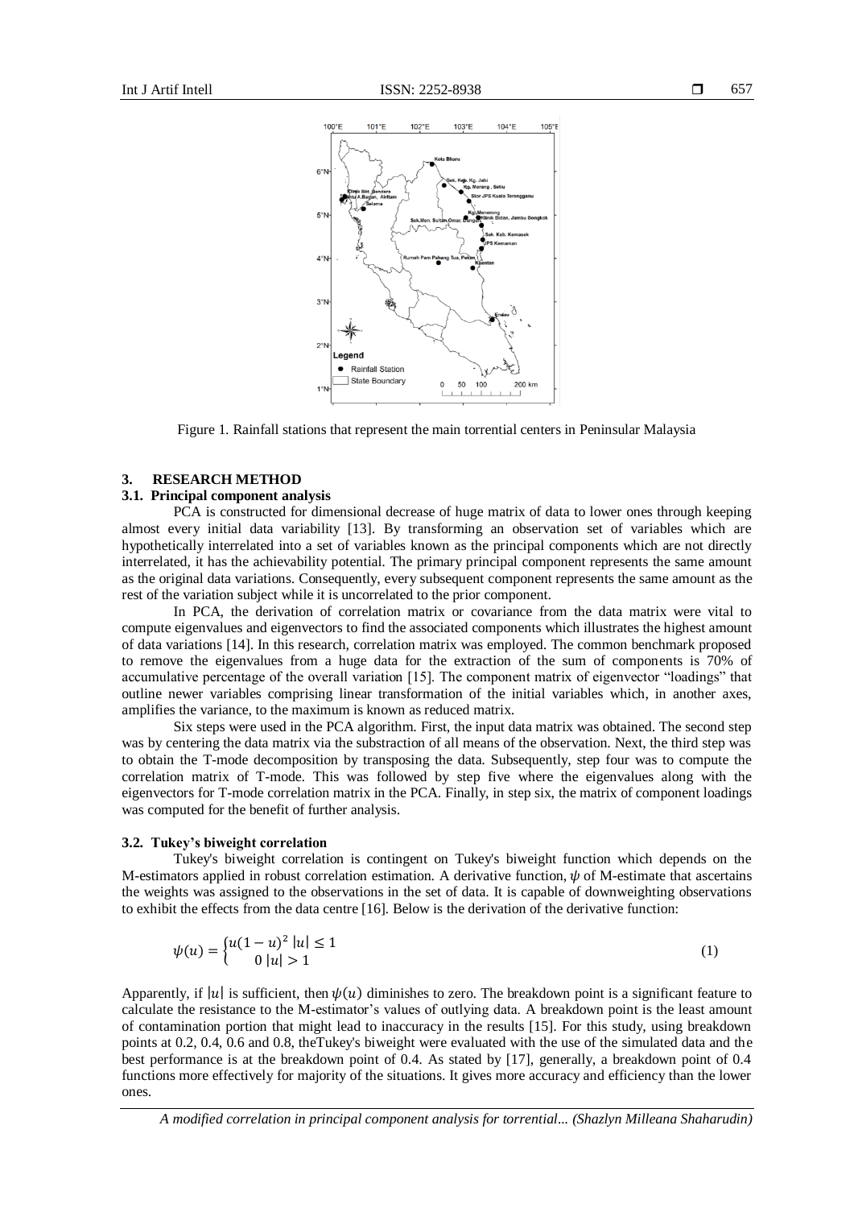Figure 1. Rainfall stations that represent the main torrential centers in Peninsular Malaysia

## 3. RESEARCH METHOD

### 3.1. Principal component analysis

PCA is constructed for dimensional decrease of huge matrix of data to lower ones through keeping almost every initial data variability [13]. By transforming an observation set of variables which are hypothetically interrelated into a set of variables known as the principal components which are not directly interrelated, it has the achievability potential. The primary principal component represents the same amount as the original data variations. Consequently, every subsequent component represents the same amount as the rest of the variation subject while it is uncorrelated to the prior component.

In PCA, the derivation of correlation matrix or covariance from the data matrix were vital to compute eigenvalues and eigenvectors to find the associated components which illustrates the highest amount of data variations [14]. In this research, correlation matrix was employed. The common benchmark proposed to remove the eigenvalues from a huge data for the extraction of the sum of components is 70% of accumulative percentage of the overall variation [15]. The component matrix of eigenvector "loadings" that outline newer variables comprising linear transformation of the initial variables which, in another axes, amplifies the variance, to the maximum is known as reduced matrix.

Six steps were used in the PCA algorithm. First, the input data matrix was obtained. The second step was by centering the data matrix via the substraction of all means of the observation. Next, the third step was to obtain the T-mode decomposition by transposing the data. Subsequently, step four was to compute the correlation matrix of T-mode. This was followed by step five where the eigenvalues along with the eigenvectors for T-mode correlation matrix in the PCA. Finally, in step six, the matrix of component loadings was computed for the benefit of further analysis.

### 3.2. Tukey's biweight correlation

Tukey's biweight correlation is contingent on Tukey's biweight function which depends on the M-estimators applied in robust correlation estimation. A derivative function, $\psi$ of M-estimate that ascertains the weights was assigned to the observations in the set of data. It is capable of downweighting observations to exhibit the effects from the data centre [16]. Below is the derivation of the derivative function:

$$\psi(u) = \begin{cases} u(1-u)^2 \; |u| \leq 1 \\ 0 \; |u| > 1 \end{cases} \tag{1}$$

Apparently, if $|u|$ is sufficient, then $\psi(u)$ diminishes to zero. The breakdown point is a significant feature to calculate the resistance to the M-estimator's values of outlying data. A breakdown point is the least amount of contamination portion that might lead to inaccuracy in the results [15]. For this study, using breakdown points at 0.2, 0.4, 0.6 and 0.8, theTukey's biweight were evaluated with the use of the simulated data and the best performance is at the breakdown point of 0.4. As stated by [17], generally, a breakdown point of 0.4 functions more effectively for majority of the situations. It gives more accuracy and efficiency than the lower ones.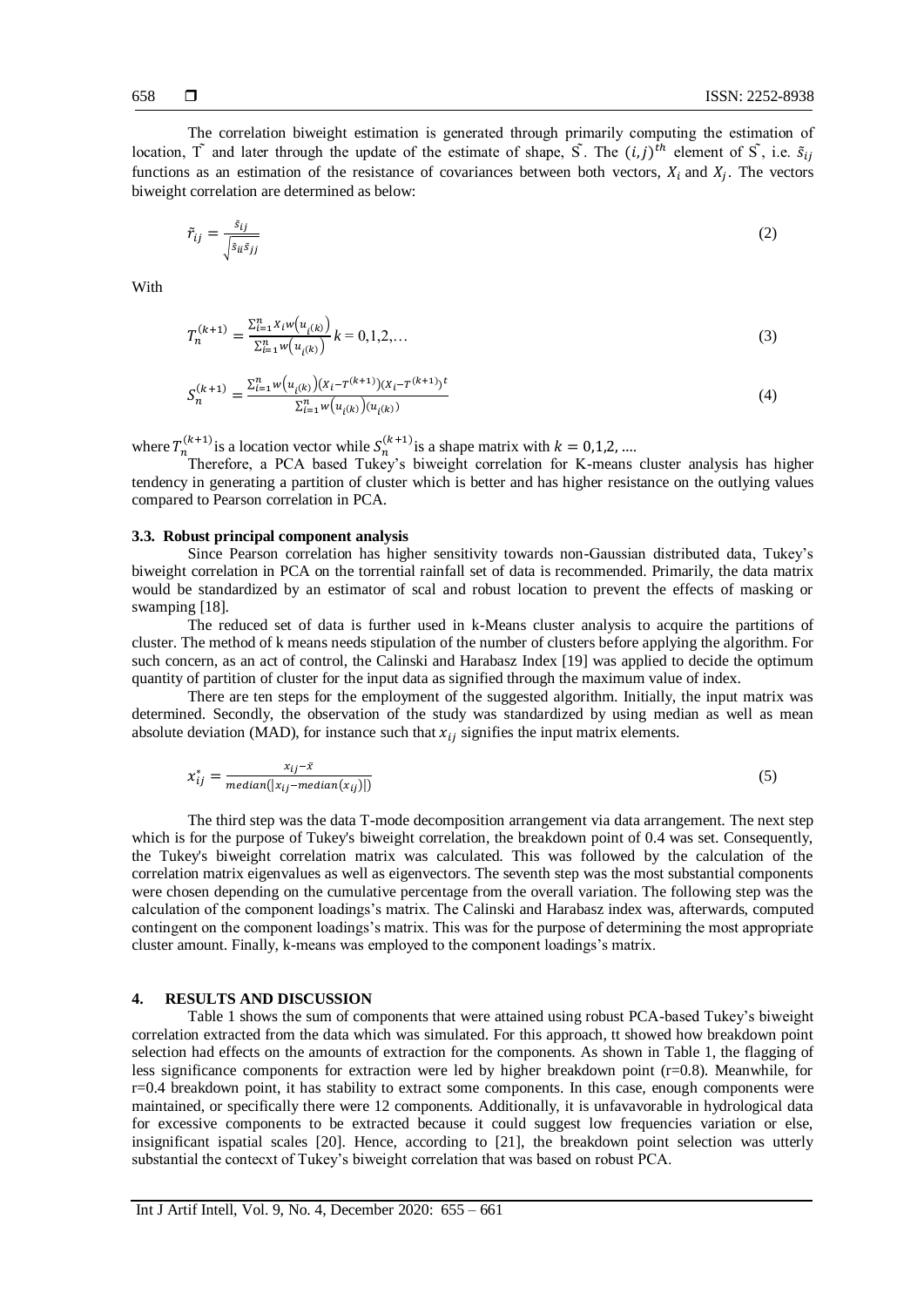The correlation biweight estimation is generated through primarily computing the estimation of location, $\tilde{T}$ and later through the update of the estimate of shape, $\tilde{S}$. The $(i,j)^{th}$ element of $\tilde{S}$, i.e. $\tilde{s}_{ij}$ functions as an estimation of the resistance of covariances between both vectors, $X_i$ and $X_j$. The vectors biweight correlation are determined as below:

$$\tilde{r}_{ij} = \frac{\tilde{s}_{ij}}{\sqrt{\tilde{s}_{ii}\tilde{s}_{jj}}} \tag{2}$$

With

$$T_n^{(k+1)} = \frac{\sum_{i=1}^{n} X_i w\left(u_{i(k)}\right)}{\sum_{i=1}^{n} w\left(u_{i(k)}\right)} \; k = 0,1,2,\ldots \tag{3}$$

$$S_n^{(k+1)} = \frac{\sum_{i=1}^{n} w\left(u_{i(k)}\right)(X_i - T^{(k+1)})(X_i - T^{(k+1)})^t}{\sum_{i=1}^{n} w\left(u_{i(k)}\right)(u_{i(k)})} \tag{4}$$

where $T_n^{(k+1)}$ is a location vector while $S_n^{(k+1)}$ is a shape matrix with $k = 0,1,2, \ldots$.

Therefore, a PCA based Tukey's biweight correlation for K-means cluster analysis has higher tendency in generating a partition of cluster which is better and has higher resistance on the outlying values compared to Pearson correlation in PCA.

### 3.3. Robust principal component analysis

Since Pearson correlation has higher sensitivity towards non-Gaussian distributed data, Tukey's biweight correlation in PCA on the torrential rainfall set of data is recommended. Primarily, the data matrix would be standardized by an estimator of scal and robust location to prevent the effects of masking or swamping [18].

The reduced set of data is further used in k-Means cluster analysis to acquire the partitions of cluster. The method of k means needs stipulation of the number of clusters before applying the algorithm. For such concern, as an act of control, the Calinski and Harabasz Index [19] was applied to decide the optimum quantity of partition of cluster for the input data as signified through the maximum value of index.

There are ten steps for the employment of the suggested algorithm. Initially, the input matrix was determined. Secondly, the observation of the study was standardized by using median as well as mean absolute deviation (MAD), for instance such that $x_{ij}$ signifies the input matrix elements.

$$x_{ij}^{*} = \frac{x_{ij} - \tilde{x}}{median(|x_{ij} - median(x_{ij})|)} \tag{5}$$

The third step was the data T-mode decomposition arrangement via data arrangement. The next step which is for the purpose of Tukey's biweight correlation, the breakdown point of 0.4 was set. Consequently, the Tukey's biweight correlation matrix was calculated. This was followed by the calculation of the correlation matrix eigenvalues as well as eigenvectors. The seventh step was the most substantial components were chosen depending on the cumulative percentage from the overall variation. The following step was the calculation of the component loadings's matrix. The Calinski and Harabasz index was, afterwards, computed contingent on the component loadings's matrix. This was for the purpose of determining the most appropriate cluster amount. Finally, k-means was employed to the component loadings's matrix.

## 4. RESULTS AND DISCUSSION

Table 1 shows the sum of components that were attained using robust PCA-based Tukey's biweight correlation extracted from the data which was simulated. For this approach, tt showed how breakdown point selection had effects on the amounts of extraction for the components. As shown in Table 1, the flagging of less significance components for extraction were led by higher breakdown point (r=0.8). Meanwhile, for r=0.4 breakdown point, it has stability to extract some components. In this case, enough components were maintained, or specifically there were 12 components. Additionally, it is unfavavorable in hydrological data for excessive components to be extracted because it could suggest low frequencies variation or else, insignificant ispatial scales [20]. Hence, according to [21], the breakdown point selection was utterly substantial the contecxt of Tukey's biweight correlation that was based on robust PCA.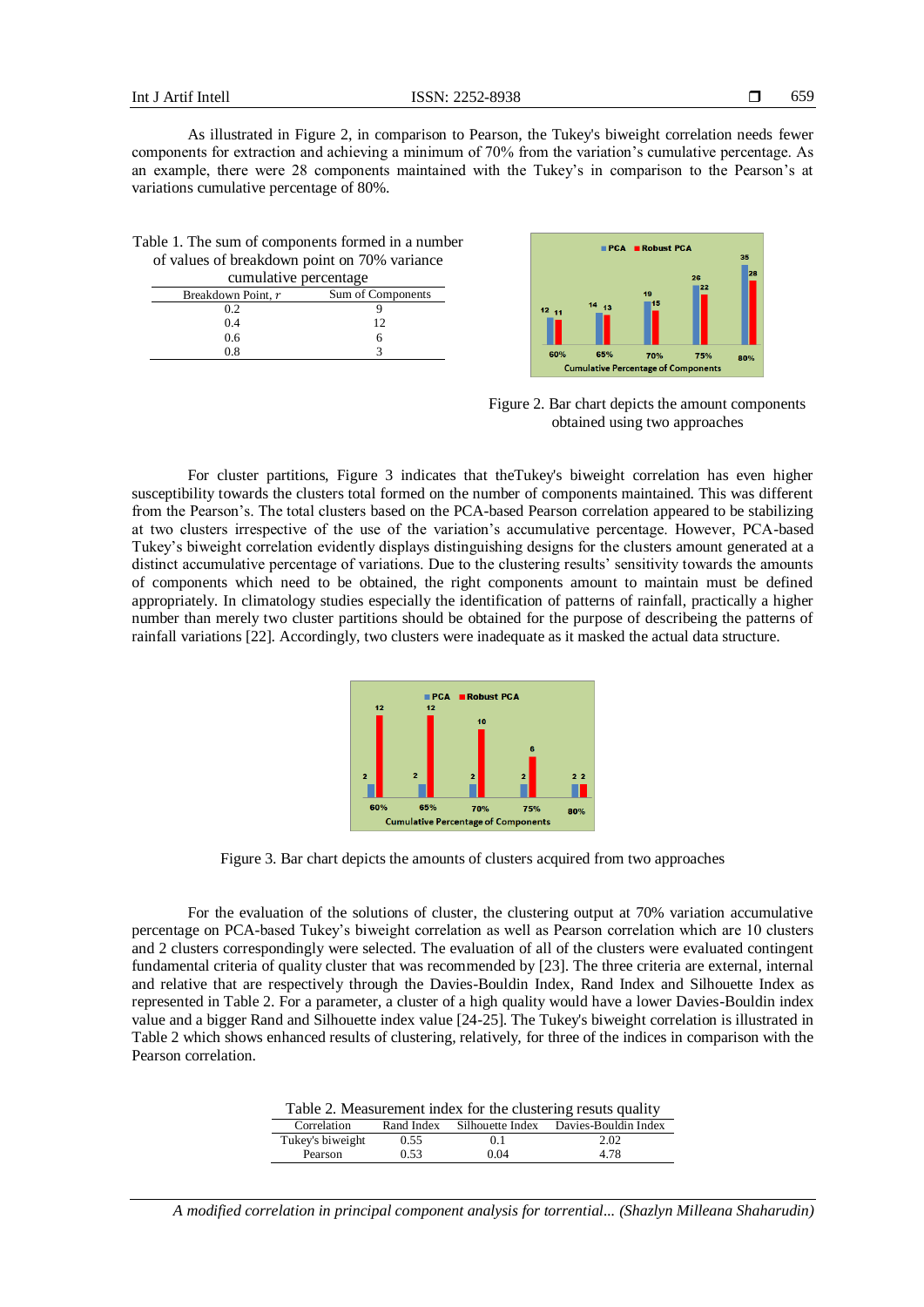As illustrated in Figure 2, in comparison to Pearson, the Tukey's biweight correlation needs fewer components for extraction and achieving a minimum of 70% from the variation's cumulative percentage. As an example, there were 28 components maintained with the Tukey's in comparison to the Pearson's at variations cumulative percentage of 80%.

Table 1. The sum of components formed in a number of values of breakdown point on 70% variance cumulative percentage

| Breakdown Point, *r* | Sum of Components |
|---|---|
| 0.2 | 9 |
| 0.4 | 12 |
| 0.6 | 6 |
| 0.8 | 3 |

Figure 2. Bar chart depicts the amount components obtained using two approaches

For cluster partitions, Figure 3 indicates that theTukey's biweight correlation has even higher susceptibility towards the clusters total formed on the number of components maintained. This was different from the Pearson's. The total clusters based on the PCA-based Pearson correlation appeared to be stabilizing at two clusters irrespective of the use of the variation's accumulative percentage. However, PCA-based Tukey's biweight correlation evidently displays distinguishing designs for the clusters amount generated at a distinct accumulative percentage of variations. Due to the clustering results' sensitivity towards the amounts of components which need to be obtained, the right components amount to maintain must be defined appropriately. In climatology studies especially the identification of patterns of rainfall, practically a higher number than merely two cluster partitions should be obtained for the purpose of describeing the patterns of rainfall variations [22]. Accordingly, two clusters were inadequate as it masked the actual data structure.

Figure 3. Bar chart depicts the amounts of clusters acquired from two approaches

For the evaluation of the solutions of cluster, the clustering output at 70% variation accumulative percentage on PCA-based Tukey's biweight correlation as well as Pearson correlation which are 10 clusters and 2 clusters correspondingly were selected. The evaluation of all of the clusters were evaluated contingent fundamental criteria of quality cluster that was recommended by [23]. The three criteria are external, internal and relative that are respectively through the Davies-Bouldin Index, Rand Index and Silhouette Index as represented in Table 2. For a parameter, a cluster of a high quality would have a lower Davies-Bouldin index value and a bigger Rand and Silhouette index value [24-25]. The Tukey's biweight correlation is illustrated in Table 2 which shows enhanced results of clustering, relatively, for three of the indices in comparison with the Pearson correlation.

Table 2. Measurement index for the clustering resuts quality

| Correlation | Rand Index | Silhouette Index | Davies-Bouldin Index |
|---|---|---|---|
| Tukey's biweight | 0.55 | 0.1 | 2.02 |
| Pearson | 0.53 | 0.04 | 4.78 |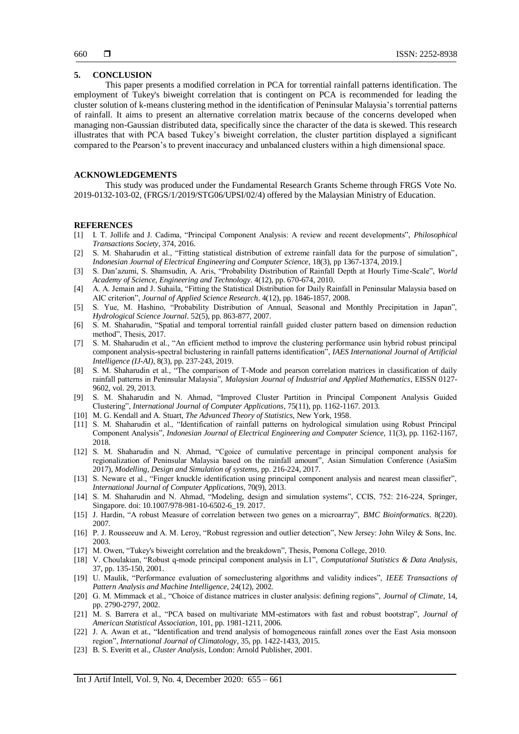## 5. CONCLUSION

This paper presents a modified correlation in PCA for torrential rainfall patterns identification. The employment of Tukey's biweight correlation that is contingent on PCA is recommended for leading the cluster solution of k-means clustering method in the identification of Peninsular Malaysia's torrential patterns of rainfall. It aims to present an alternative correlation matrix because of the concerns developed when managing non-Gaussian distributed data, specifically since the character of the data is skewed. This research illustrates that with PCA based Tukey's biweight correlation, the cluster partition displayed a significant compared to the Pearson's to prevent inaccuracy and unbalanced clusters within a high dimensional space.

## ACKNOWLEDGEMENTS

This study was produced under the Fundamental Research Grants Scheme through FRGS Vote No. 2019-0132-103-02, (FRGS/1/2019/STG06/UPSI/02/4) offered by the Malaysian Ministry of Education.

## REFERENCES

[1] I. T. Jollife and J. Cadima, "Principal Component Analysis: A review and recent developments", *Philosophical Transactions Society*, 374, 2016.

[2] S. M. Shaharudin et al., "Fitting statistical distribution of extreme rainfall data for the purpose of simulation", *Indonesian Journal of Electrical Engineering and Computer Science*, 18(3), pp 1367-1374, 2019.]

[3] S. Dan'azumi, S. Shamsudin, A. Aris, "Probability Distribution of Rainfall Depth at Hourly Time-Scale", *World Academy of Science, Engineering and Technology*. 4(12), pp. 670-674, 2010.

[4] A. A. Jemain and J. Suhaila, "Fitting the Statistical Distribution for Daily Rainfall in Peninsular Malaysia based on AIC criterion", *Journal of Applied Science Research*. 4(12), pp. 1846-1857, 2008.

[5] S. Yue, M. Hashino, "Probability Distribution of Annual, Seasonal and Monthly Precipitation in Japan", *Hydrological Science Journal*. 52(5), pp. 863-877, 2007.

[6] S. M. Shaharudin, "Spatial and temporal torrential rainfall guided cluster pattern based on dimension reduction method", Thesis, 2017.

[7] S. M. Shaharudin et al., "An efficient method to improve the clustering performance usin hybrid robust principal component analysis-spectral biclustering in rainfall patterns identification", *IAES International Journal of Artificial Intelligence (IJ-AI)*, 8(3), pp. 237-243, 2019.

[8] S. M. Shaharudin et al., "The comparison of T-Mode and pearson correlation matrices in classification of daily rainfall patterns in Peninsular Malaysia", *Malaysian Journal of Industrial and Applied Mathematics*, EISSN 0127-9602, vol. 29, 2013.

[9] S. M. Shaharudin and N. Ahmad, "Improved Cluster Partition in Principal Component Analysis Guided Clustering", *International Journal of Computer Applications*, 75(11), pp. 1162-1167. 2013.

[10] M. G. Kendall and A. Stuart, *The Advanced Theory of Statistics*, New York, 1958.

[11] S. M. Shaharudin et al., "Identification of rainfall patterns on hydrological simulation using Robust Principal Component Analysis", *Indonesian Journal of Electrical Engineering and Computer Science*, 11(3), pp. 1162-1167, 2018.

[12] S. M. Shaharudin and N. Ahmad, "Cgoice of cumulative percentage in principal component analysis for regionalization of Peninsular Malaysia based on the rainfall amount", Asian Simulation Conference (AsiaSim 2017), *Modelling, Design and Simulation of systems*, pp. 216-224, 2017.

[13] S. Neware et al., "Finger knuckle identification using principal component analysis and nearest mean classifier", *International Journal of Computer Applications*, 70(9), 2013.

[14] S. M. Shaharudin and N. Ahmad, "Modeling, design and simulation systems", CCIS, 752: 216-224, Springer, Singapore. doi: 10.1007/978-981-10-6502-6_19. 2017.

[15] J. Hardin, "A robust Measure of correlation between two genes on a microarray", *BMC Bioinformatics*. 8(220). 2007.

[16] P. J. Rousseeuw and A. M. Leroy, "Robust regression and outlier detection", New Jersey: John Wiley & Sons, Inc. 2003.

[17] M. Owen, "Tukey's biweight correlation and the breakdown", Thesis, Pomona College, 2010.

[18] V. Choulakian, "Robust q-mode principal component analysis in L1", *Computational Statistics & Data Analysis*, 37, pp. 135-150, 2001.

[19] U. Maulik, "Performance evaluation of someclustering algorithms and validity indices", *IEEE Transactions of Pattern Analysis and Machine Intelligence*, 24(12), 2002.

[20] G. M. Mimmack et al., "Choice of distance matrices in cluster analysis: defining regions", *Journal of Climate*, 14, pp. 2790-2797, 2002.

[21] M. S. Barrera et al., "PCA based on multivariate MM-estimators with fast and robust bootstrap", *Journal of American Statistical Association*, 101, pp. 1981-1211, 2006.

[22] J. A. Awan et at., "Identification and trend analysis of homogeneous rainfall zones over the East Asia monsoon region", *International Journal of Climatology*, 35, pp. 1422-1433, 2015.

[23] B. S. Everitt et al., *Cluster Analysis*, London: Arnold Publisher, 2001.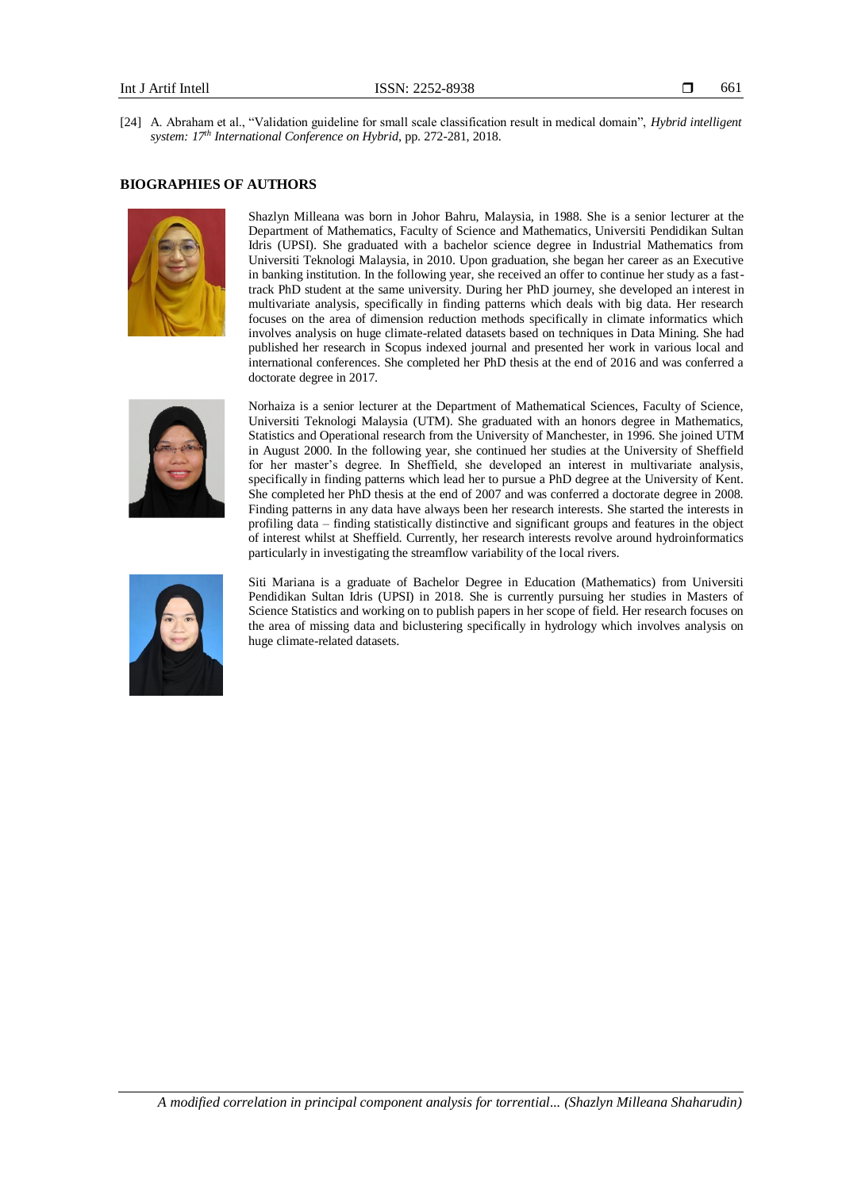[24] A. Abraham et al., "Validation guideline for small scale classification result in medical domain", *Hybrid intelligent system: 17th International Conference on Hybrid*, pp. 272-281, 2018.

## BIOGRAPHIES OF AUTHORS

Shazlyn Milleana was born in Johor Bahru, Malaysia, in 1988. She is a senior lecturer at the Department of Mathematics, Faculty of Science and Mathematics, Universiti Pendidikan Sultan Idris (UPSI). She graduated with a bachelor science degree in Industrial Mathematics from Universiti Teknologi Malaysia, in 2010. Upon graduation, she began her career as an Executive in banking institution. In the following year, she received an offer to continue her study as a fast-track PhD student at the same university. During her PhD journey, she developed an interest in multivariate analysis, specifically in finding patterns which deals with big data. Her research focuses on the area of dimension reduction methods specifically in climate informatics which involves analysis on huge climate-related datasets based on techniques in Data Mining. She had published her research in Scopus indexed journal and presented her work in various local and international conferences. She completed her PhD thesis at the end of 2016 and was conferred a doctorate degree in 2017.

Norhaiza is a senior lecturer at the Department of Mathematical Sciences, Faculty of Science, Universiti Teknologi Malaysia (UTM). She graduated with an honors degree in Mathematics, Statistics and Operational research from the University of Manchester, in 1996. She joined UTM in August 2000. In the following year, she continued her studies at the University of Sheffield for her master's degree. In Sheffield, she developed an interest in multivariate analysis, specifically in finding patterns which lead her to pursue a PhD degree at the University of Kent. She completed her PhD thesis at the end of 2007 and was conferred a doctorate degree in 2008. Finding patterns in any data have always been her research interests. She started the interests in profiling data – finding statistically distinctive and significant groups and features in the object of interest whilst at Sheffield. Currently, her research interests revolve around hydroinformatics particularly in investigating the streamflow variability of the local rivers.

Siti Mariana is a graduate of Bachelor Degree in Education (Mathematics) from Universiti Pendidikan Sultan Idris (UPSI) in 2018. She is currently pursuing her studies in Masters of Science Statistics and working on to publish papers in her scope of field. Her research focuses on the area of missing data and biclustering specifically in hydrology which involves analysis on huge climate-related datasets.